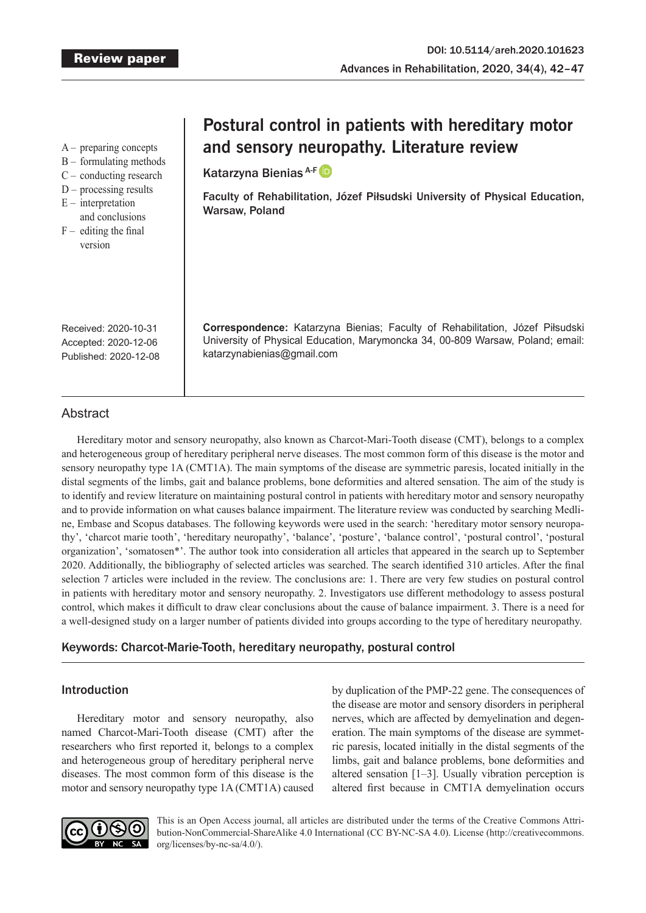Review paper

DOI: 10.5114/areh.2020.101623

Advances in Rehabilitation, 2020, 34(4), 42–47

# Postural control in patients with hereditary motor and sensory neuropathy. Literature review

A – preparing concepts
B – formulating methods
C – conducting research
D – processing results
E – interpretation and conclusions
F – editing the final version

**Katarzyna Bienias** [A-F]

**Faculty of Rehabilitation, Józef Piłsudski University of Physical Education, Warsaw, Poland**

Received: 2020-10-31
Accepted: 2020-12-06
Published: 2020-12-08

**Correspondence:** Katarzyna Bienias; Faculty of Rehabilitation, Józef Piłsudski University of Physical Education, Marymoncka 34, 00-809 Warsaw, Poland; email: katarzynabienias@gmail.com

## Abstract

Hereditary motor and sensory neuropathy, also known as Charcot-Mari-Tooth disease (CMT), belongs to a complex and heterogeneous group of hereditary peripheral nerve diseases. The most common form of this disease is the motor and sensory neuropathy type 1A (CMT1A). The main symptoms of the disease are symmetric paresis, located initially in the distal segments of the limbs, gait and balance problems, bone deformities and altered sensation. The aim of the study is to identify and review literature on maintaining postural control in patients with hereditary motor and sensory neuropathy and to provide information on what causes balance impairment. The literature review was conducted by searching Medline, Embase and Scopus databases. The following keywords were used in the search: 'hereditary motor sensory neuropathy', 'charcot marie tooth', 'hereditary neuropathy', 'balance', 'posture', 'balance control', 'postural control', 'postural organization', 'somatosen*'. The author took into consideration all articles that appeared in the search up to September 2020. Additionally, the bibliography of selected articles was searched. The search identified 310 articles. After the final selection 7 articles were included in the review. The conclusions are: 1. There are very few studies on postural control in patients with hereditary motor and sensory neuropathy. 2. Investigators use different methodology to assess postural control, which makes it difficult to draw clear conclusions about the cause of balance impairment. 3. There is a need for a well-designed study on a larger number of patients divided into groups according to the type of hereditary neuropathy.

**Keywords: Charcot-Marie-Tooth, hereditary neuropathy, postural control**

### Introduction

Hereditary motor and sensory neuropathy, also named Charcot-Mari-Tooth disease (CMT) after the researchers who first reported it, belongs to a complex and heterogeneous group of hereditary peripheral nerve diseases. The most common form of this disease is the motor and sensory neuropathy type 1A (CMT1A) caused by duplication of the PMP-22 gene. The consequences of the disease are motor and sensory disorders in peripheral nerves, which are affected by demyelination and degeneration. The main symptoms of the disease are symmetric paresis, located initially in the distal segments of the limbs, gait and balance problems, bone deformities and altered sensation [1–3]. Usually vibration perception is altered first because in CMT1A demyelination occurs

This is an Open Access journal, all articles are distributed under the terms of the Creative Commons Attribution-NonCommercial-ShareAlike 4.0 International (CC BY-NC-SA 4.0). License (http://creativecommons.org/licenses/by-nc-sa/4.0/).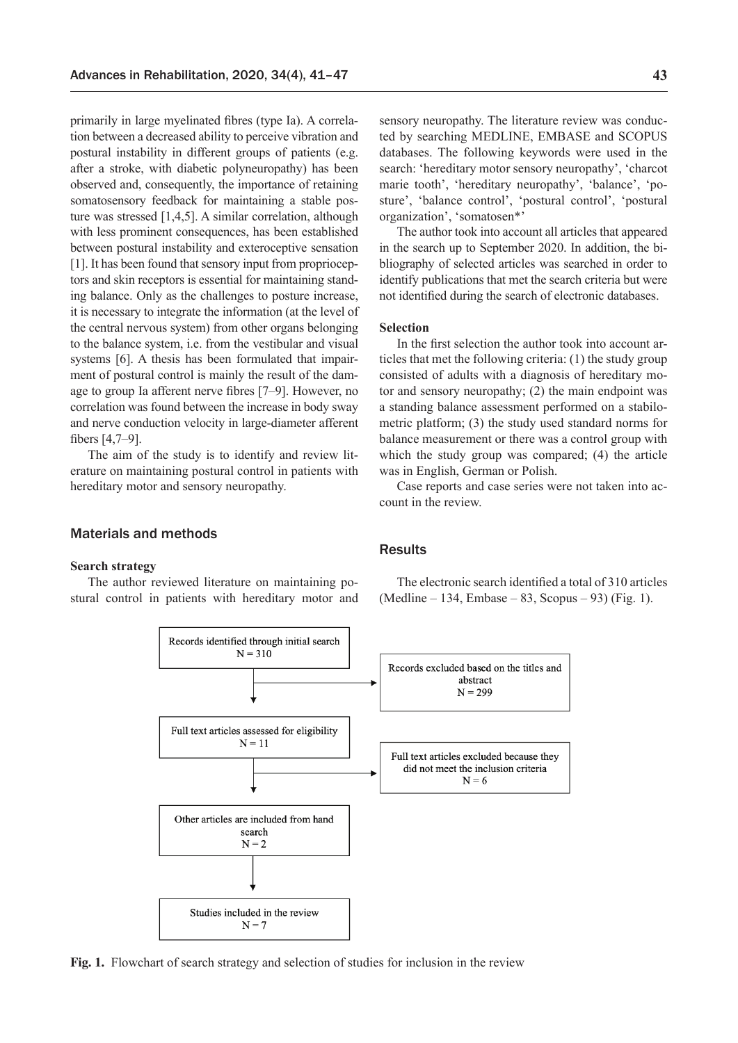primarily in large myelinated fibres (type Ia). A correlation between a decreased ability to perceive vibration and postural instability in different groups of patients (e.g. after a stroke, with diabetic polyneuropathy) has been observed and, consequently, the importance of retaining somatosensory feedback for maintaining a stable posture was stressed [1,4,5]. A similar correlation, although with less prominent consequences, has been established between postural instability and exteroceptive sensation [1]. It has been found that sensory input from proprioceptors and skin receptors is essential for maintaining standing balance. Only as the challenges to posture increase, it is necessary to integrate the information (at the level of the central nervous system) from other organs belonging to the balance system, i.e. from the vestibular and visual systems [6]. A thesis has been formulated that impairment of postural control is mainly the result of the damage to group Ia afferent nerve fibres [7–9]. However, no correlation was found between the increase in body sway and nerve conduction velocity in large-diameter afferent fibers [4,7–9].

The aim of the study is to identify and review literature on maintaining postural control in patients with hereditary motor and sensory neuropathy.

## Materials and methods

### Search strategy

The author reviewed literature on maintaining postural control in patients with hereditary motor and sensory neuropathy. The literature review was conducted by searching MEDLINE, EMBASE and SCOPUS databases. The following keywords were used in the search: 'hereditary motor sensory neuropathy', 'charcot marie tooth', 'hereditary neuropathy', 'balance', 'posture', 'balance control', 'postural control', 'postural organization', 'somatosen*'

The author took into account all articles that appeared in the search up to September 2020. In addition, the bibliography of selected articles was searched in order to identify publications that met the search criteria but were not identified during the search of electronic databases.

### Selection

In the first selection the author took into account articles that met the following criteria: (1) the study group consisted of adults with a diagnosis of hereditary motor and sensory neuropathy; (2) the main endpoint was a standing balance assessment performed on a stabilometric platform; (3) the study used standard norms for balance measurement or there was a control group with which the study group was compared; (4) the article was in English, German or Polish.

Case reports and case series were not taken into account in the review.

## Results

The electronic search identified a total of 310 articles (Medline – 134, Embase – 83, Scopus – 93) (Fig. 1).

Records identified through initial search N = 310

Records excluded based on the titles and abstract N = 299

Full text articles assessed for eligibility N = 11

Full text articles excluded because they did not meet the inclusion criteria N = 6

Other articles are included from hand search N = 2

Studies included in the review N = 7

**Fig. 1.** Flowchart of search strategy and selection of studies for inclusion in the review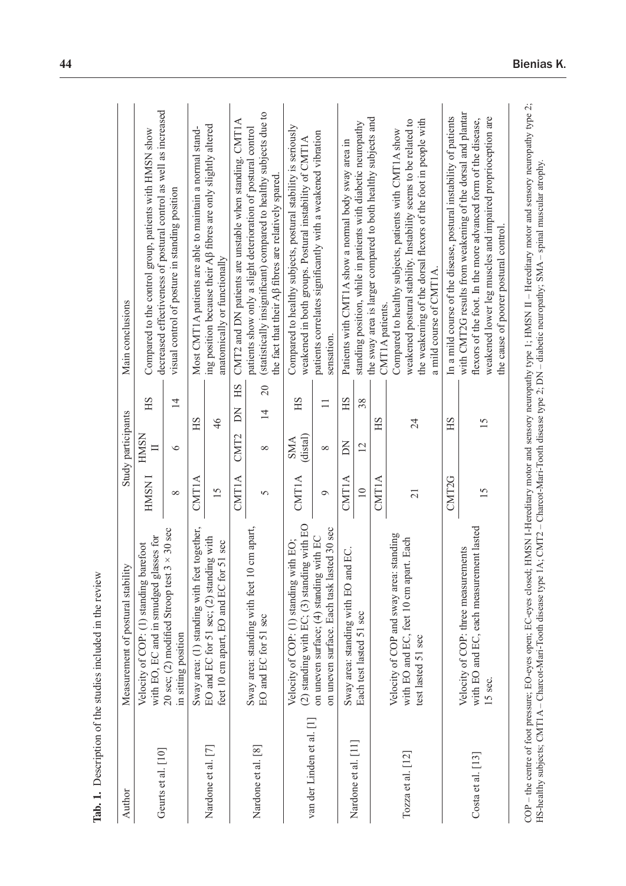**Tab. 1.** Description of the studies included in the review

| Author | Measurement of postural stability | Study participants | | | | Main conclusions |
|---|---|---|---|---|---|---|
| Geurts et al. [10] | Velocity of COP: (1) standing barefoot with EO, EC and in smudged glasses for 20 sec; (2) modified Stroop test 3 × 30 sec in sitting position | HMSN I: 8 | HMSN II: 6 | HS: 14 | | Compared to the control group, patients with HMSN show decreased effectiveness of postural control as well as increased visual control of posture in standing position |
| Nardone et al. [7] | Sway area: (1) standing with feet together, EO and EC for 51 sec; (2) standing with feet 10 cm apart, EO and EC for 51 sec | CMT1A: 15 | HS: 46 | | | Most CMT1A patients are able to maintain a normal standing position because their Aβ fibres are only slightly altered anatomically or functionally |
| Nardone et al. [8] | Sway area: standing with feet 10 cm apart, EO and EC for 51 sec | CMT1A: 5 | CMT2: 8 | DN: 14 | HS: 20 | CMT2 and DN patients are unstable when standing. CMT1A patients show only a slight deterioration of postural control (statistically insignificant) compared to healthy subjects due to the fact that their Aβ fibres are relatively spared. |
| van der Linden et al. [1] | Velocity of COP: (1) standing with EO; (2) standing with EC; (3) standing with EO on uneven surface; (4) standing with EC on uneven surface. Each task lasted 30 sec | CMT1A: 9 | SMA (distal): 8 | HS: 11 | | Compared to healthy subjects, postural stability is seriously weakened in both groups. Postural instability of CMT1A patients correlates significantly with a weakened vibration sensation. |
| Nardone et al. [11] | Sway area: standing with EO and EC. Each test lasted 51 sec | CMT1A: 10 | DN: 12 | HS: 38 | | Patients with CMT1A show a normal body sway area in standing position, while in patients with diabetic neuropathy the sway area is larger compared to both healthy subjects and CMT1A patients. |
| Tozza et al. [12] | Velocity of COP and sway area: standing with EO and EC, feet 10 cm apart. Each test lasted 51 sec | CMT1A: 21 | HS: 24 | | | Compared to healthy subjects, patients with CMT1A show weakened postural stability. Instability seems to be related to the weakening of the dorsal flexors of the foot in people with a mild course of CMT1A. |
| Costa et al. [13] | Velocity of COP: three measurements with EO and EC, each measurement lasted 15 sec. | CMT2G: 15 | HS: 15 | | | In a mild course of the disease, postural instability of patients with CMT2G results from weakening of the dorsal and plantar flexors of the foot. In the more advanced form of the disease, weakened lower leg muscles and impaired proprioception are the cause of poorer postural control. |

COP – the centre of foot pressure; EO-eyes open; EC-eyes closed; HMSN I-Hereditary motor and sensory neuropathy type 1; HMSN II – Hereditary motor and sensory neuropathy type 2; HS-healthy subjects; CMT1A – Charcot-Mari-Tooth disease type 1A; CMT2 – Charcot-Mari-Tooth disease type 2; DN – diabetic neuropathy; SMA – spinal muscular atrophy.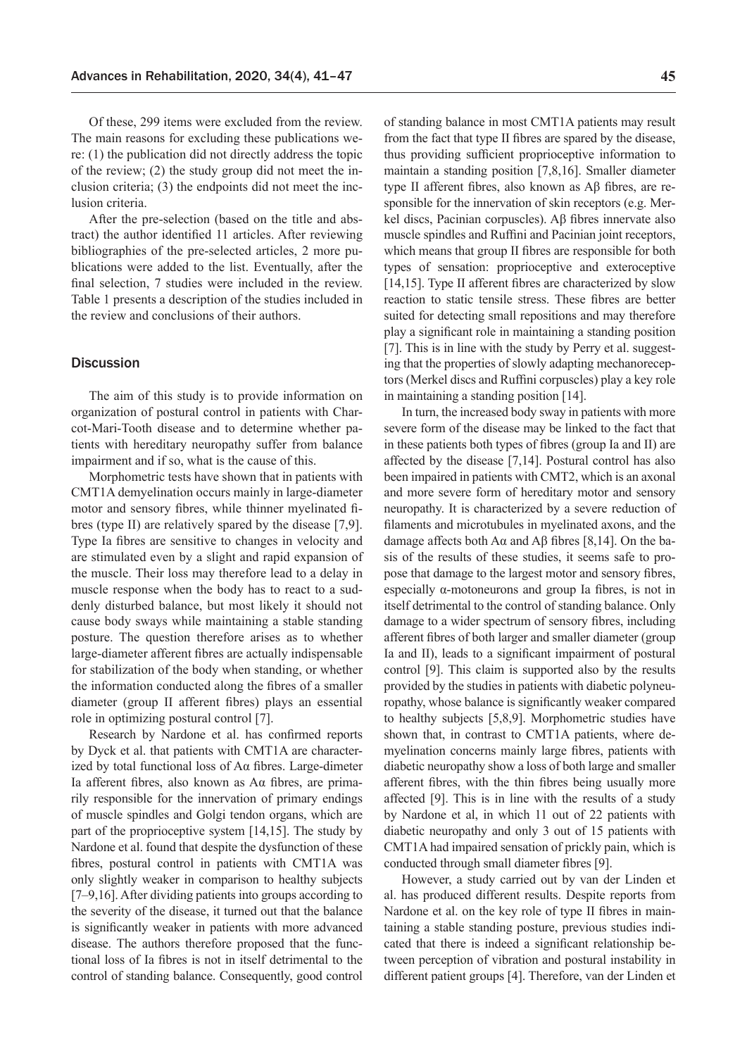Of these, 299 items were excluded from the review. The main reasons for excluding these publications were: (1) the publication did not directly address the topic of the review; (2) the study group did not meet the inclusion criteria; (3) the endpoints did not meet the inclusion criteria.

After the pre-selection (based on the title and abstract) the author identified 11 articles. After reviewing bibliographies of the pre-selected articles, 2 more publications were added to the list. Eventually, after the final selection, 7 studies were included in the review. Table 1 presents a description of the studies included in the review and conclusions of their authors.

## Discussion

The aim of this study is to provide information on organization of postural control in patients with Charcot-Mari-Tooth disease and to determine whether patients with hereditary neuropathy suffer from balance impairment and if so, what is the cause of this.

Morphometric tests have shown that in patients with CMT1A demyelination occurs mainly in large-diameter motor and sensory fibres, while thinner myelinated fibres (type II) are relatively spared by the disease [7,9]. Type Ia fibres are sensitive to changes in velocity and are stimulated even by a slight and rapid expansion of the muscle. Their loss may therefore lead to a delay in muscle response when the body has to react to a suddenly disturbed balance, but most likely it should not cause body sways while maintaining a stable standing posture. The question therefore arises as to whether large-diameter afferent fibres are actually indispensable for stabilization of the body when standing, or whether the information conducted along the fibres of a smaller diameter (group II afferent fibres) plays an essential role in optimizing postural control [7].

Research by Nardone et al. has confirmed reports by Dyck et al. that patients with CMT1A are characterized by total functional loss of Aα fibres. Large-dimeter Ia afferent fibres, also known as Aα fibres, are primarily responsible for the innervation of primary endings of muscle spindles and Golgi tendon organs, which are part of the proprioceptive system [14,15]. The study by Nardone et al. found that despite the dysfunction of these fibres, postural control in patients with CMT1A was only slightly weaker in comparison to healthy subjects [7–9,16]. After dividing patients into groups according to the severity of the disease, it turned out that the balance is significantly weaker in patients with more advanced disease. The authors therefore proposed that the functional loss of Ia fibres is not in itself detrimental to the control of standing balance. Consequently, good control of standing balance in most CMT1A patients may result from the fact that type II fibres are spared by the disease, thus providing sufficient proprioceptive information to maintain a standing position [7,8,16]. Smaller diameter type II afferent fibres, also known as Aβ fibres, are responsible for the innervation of skin receptors (e.g. Merkel discs, Pacinian corpuscles). Aβ fibres innervate also muscle spindles and Ruffini and Pacinian joint receptors, which means that group II fibres are responsible for both types of sensation: proprioceptive and exteroceptive [14,15]. Type II afferent fibres are characterized by slow reaction to static tensile stress. These fibres are better suited for detecting small repositions and may therefore play a significant role in maintaining a standing position [7]. This is in line with the study by Perry et al. suggesting that the properties of slowly adapting mechanoreceptors (Merkel discs and Ruffini corpuscles) play a key role in maintaining a standing position [14].

In turn, the increased body sway in patients with more severe form of the disease may be linked to the fact that in these patients both types of fibres (group Ia and II) are affected by the disease [7,14]. Postural control has also been impaired in patients with CMT2, which is an axonal and more severe form of hereditary motor and sensory neuropathy. It is characterized by a severe reduction of filaments and microtubules in myelinated axons, and the damage affects both Aα and Aβ fibres [8,14]. On the basis of the results of these studies, it seems safe to propose that damage to the largest motor and sensory fibres, especially α-motoneurons and group Ia fibres, is not in itself detrimental to the control of standing balance. Only damage to a wider spectrum of sensory fibres, including afferent fibres of both larger and smaller diameter (group Ia and II), leads to a significant impairment of postural control [9]. This claim is supported also by the results provided by the studies in patients with diabetic polyneuropathy, whose balance is significantly weaker compared to healthy subjects [5,8,9]. Morphometric studies have shown that, in contrast to CMT1A patients, where demyelination concerns mainly large fibres, patients with diabetic neuropathy show a loss of both large and smaller afferent fibres, with the thin fibres being usually more affected [9]. This is in line with the results of a study by Nardone et al, in which 11 out of 22 patients with diabetic neuropathy and only 3 out of 15 patients with CMT1A had impaired sensation of prickly pain, which is conducted through small diameter fibres [9].

However, a study carried out by van der Linden et al. has produced different results. Despite reports from Nardone et al. on the key role of type II fibres in maintaining a stable standing posture, previous studies indicated that there is indeed a significant relationship between perception of vibration and postural instability in different patient groups [4]. Therefore, van der Linden et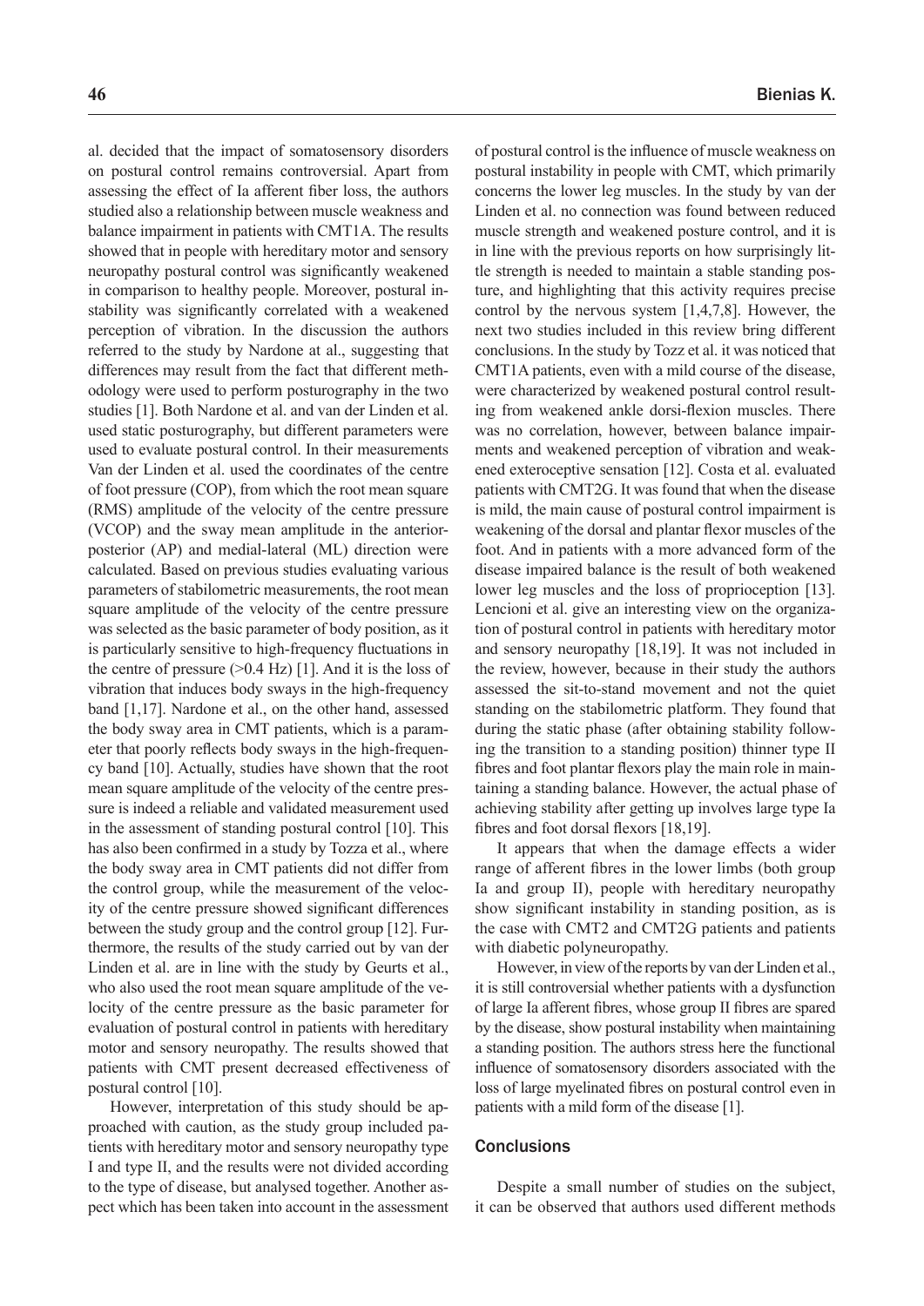al. decided that the impact of somatosensory disorders on postural control remains controversial. Apart from assessing the effect of Ia afferent fiber loss, the authors studied also a relationship between muscle weakness and balance impairment in patients with CMT1A. The results showed that in people with hereditary motor and sensory neuropathy postural control was significantly weakened in comparison to healthy people. Moreover, postural instability was significantly correlated with a weakened perception of vibration. In the discussion the authors referred to the study by Nardone at al., suggesting that differences may result from the fact that different methodology were used to perform posturography in the two studies [1]. Both Nardone et al. and van der Linden et al. used static posturography, but different parameters were used to evaluate postural control. In their measurements Van der Linden et al. used the coordinates of the centre of foot pressure (COP), from which the root mean square (RMS) amplitude of the velocity of the centre pressure (VCOP) and the sway mean amplitude in the anterior-posterior (AP) and medial-lateral (ML) direction were calculated. Based on previous studies evaluating various parameters of stabilometric measurements, the root mean square amplitude of the velocity of the centre pressure was selected as the basic parameter of body position, as it is particularly sensitive to high-frequency fluctuations in the centre of pressure (>0.4 Hz) [1]. And it is the loss of vibration that induces body sways in the high-frequency band [1,17]. Nardone et al., on the other hand, assessed the body sway area in CMT patients, which is a parameter that poorly reflects body sways in the high-frequency band [10]. Actually, studies have shown that the root mean square amplitude of the velocity of the centre pressure is indeed a reliable and validated measurement used in the assessment of standing postural control [10]. This has also been confirmed in a study by Tozza et al., where the body sway area in CMT patients did not differ from the control group, while the measurement of the velocity of the centre pressure showed significant differences between the study group and the control group [12]. Furthermore, the results of the study carried out by van der Linden et al. are in line with the study by Geurts et al., who also used the root mean square amplitude of the velocity of the centre pressure as the basic parameter for evaluation of postural control in patients with hereditary motor and sensory neuropathy. The results showed that patients with CMT present decreased effectiveness of postural control [10].

However, interpretation of this study should be approached with caution, as the study group included patients with hereditary motor and sensory neuropathy type I and type II, and the results were not divided according to the type of disease, but analysed together. Another aspect which has been taken into account in the assessment of postural control is the influence of muscle weakness on postural instability in people with CMT, which primarily concerns the lower leg muscles. In the study by van der Linden et al. no connection was found between reduced muscle strength and weakened posture control, and it is in line with the previous reports on how surprisingly little strength is needed to maintain a stable standing posture, and highlighting that this activity requires precise control by the nervous system [1,4,7,8]. However, the next two studies included in this review bring different conclusions. In the study by Tozz et al. it was noticed that CMT1A patients, even with a mild course of the disease, were characterized by weakened postural control resulting from weakened ankle dorsi-flexion muscles. There was no correlation, however, between balance impairments and weakened perception of vibration and weakened exteroceptive sensation [12]. Costa et al. evaluated patients with CMT2G. It was found that when the disease is mild, the main cause of postural control impairment is weakening of the dorsal and plantar flexor muscles of the foot. And in patients with a more advanced form of the disease impaired balance is the result of both weakened lower leg muscles and the loss of proprioception [13]. Lencioni et al. give an interesting view on the organization of postural control in patients with hereditary motor and sensory neuropathy [18,19]. It was not included in the review, however, because in their study the authors assessed the sit-to-stand movement and not the quiet standing on the stabilometric platform. They found that during the static phase (after obtaining stability following the transition to a standing position) thinner type II fibres and foot plantar flexors play the main role in maintaining a standing balance. However, the actual phase of achieving stability after getting up involves large type Ia fibres and foot dorsal flexors [18,19].

It appears that when the damage effects a wider range of afferent fibres in the lower limbs (both group Ia and group II), people with hereditary neuropathy show significant instability in standing position, as is the case with CMT2 and CMT2G patients and patients with diabetic polyneuropathy.

However, in view of the reports by van der Linden et al., it is still controversial whether patients with a dysfunction of large Ia afferent fibres, whose group II fibres are spared by the disease, show postural instability when maintaining a standing position. The authors stress here the functional influence of somatosensory disorders associated with the loss of large myelinated fibres on postural control even in patients with a mild form of the disease [1].

## Conclusions

Despite a small number of studies on the subject, it can be observed that authors used different methods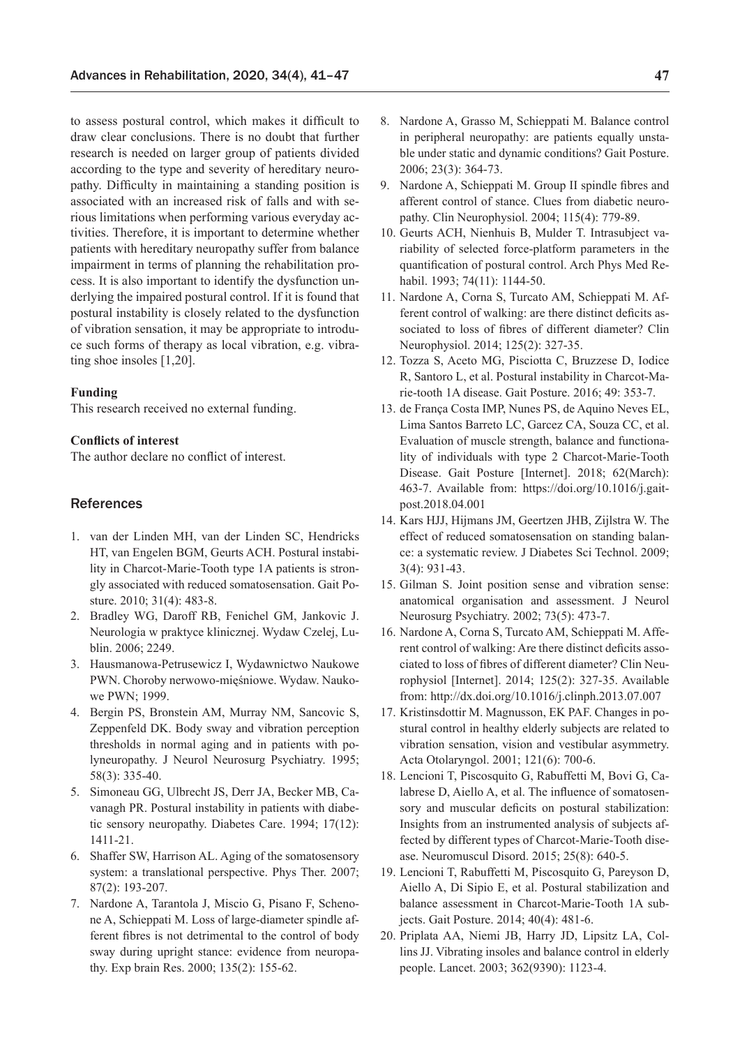to assess postural control, which makes it difficult to draw clear conclusions. There is no doubt that further research is needed on larger group of patients divided according to the type and severity of hereditary neuropathy. Difficulty in maintaining a standing position is associated with an increased risk of falls and with serious limitations when performing various everyday activities. Therefore, it is important to determine whether patients with hereditary neuropathy suffer from balance impairment in terms of planning the rehabilitation process. It is also important to identify the dysfunction underlying the impaired postural control. If it is found that postural instability is closely related to the dysfunction of vibration sensation, it may be appropriate to introduce such forms of therapy as local vibration, e.g. vibrating shoe insoles [1,20].

**Funding**

This research received no external funding.

**Conflicts of interest**

The author declare no conflict of interest.

## References

1. van der Linden MH, van der Linden SC, Hendricks HT, van Engelen BGM, Geurts ACH. Postural instability in Charcot-Marie-Tooth type 1A patients is strongly associated with reduced somatosensation. Gait Posture. 2010; 31(4): 483-8.
2. Bradley WG, Daroff RB, Fenichel GM, Jankovic J. Neurologia w praktyce klinicznej. Wydaw Czelej, Lublin. 2006; 2249.
3. Hausmanowa-Petrusewicz I, Wydawnictwo Naukowe PWN. Choroby nerwowo-mięśniowe. Wydaw. Naukowe PWN; 1999.
4. Bergin PS, Bronstein AM, Murray NM, Sancovic S, Zeppenfeld DK. Body sway and vibration perception thresholds in normal aging and in patients with polyneuropathy. J Neurol Neurosurg Psychiatry. 1995; 58(3): 335-40.
5. Simoneau GG, Ulbrecht JS, Derr JA, Becker MB, Cavanagh PR. Postural instability in patients with diabetic sensory neuropathy. Diabetes Care. 1994; 17(12): 1411-21.
6. Shaffer SW, Harrison AL. Aging of the somatosensory system: a translational perspective. Phys Ther. 2007; 87(2): 193-207.
7. Nardone A, Tarantola J, Miscio G, Pisano F, Schenone A, Schieppati M. Loss of large-diameter spindle afferent fibres is not detrimental to the control of body sway during upright stance: evidence from neuropathy. Exp brain Res. 2000; 135(2): 155-62.
8. Nardone A, Grasso M, Schieppati M. Balance control in peripheral neuropathy: are patients equally unstable under static and dynamic conditions? Gait Posture. 2006; 23(3): 364-73.
9. Nardone A, Schieppati M. Group II spindle fibres and afferent control of stance. Clues from diabetic neuropathy. Clin Neurophysiol. 2004; 115(4): 779-89.
10. Geurts ACH, Nienhuis B, Mulder T. Intrasubject variability of selected force-platform parameters in the quantification of postural control. Arch Phys Med Rehabil. 1993; 74(11): 1144-50.
11. Nardone A, Corna S, Turcato AM, Schieppati M. Afferent control of walking: are there distinct deficits associated to loss of fibres of different diameter? Clin Neurophysiol. 2014; 125(2): 327-35.
12. Tozza S, Aceto MG, Pisciotta C, Bruzzese D, Iodice R, Santoro L, et al. Postural instability in Charcot-Marie-tooth 1A disease. Gait Posture. 2016; 49: 353-7.
13. de França Costa IMP, Nunes PS, de Aquino Neves EL, Lima Santos Barreto LC, Garcez CA, Souza CC, et al. Evaluation of muscle strength, balance and functionality of individuals with type 2 Charcot-Marie-Tooth Disease. Gait Posture [Internet]. 2018; 62(March): 463-7. Available from: https://doi.org/10.1016/j.gaitpost.2018.04.001
14. Kars HJJ, Hijmans JM, Geertzen JHB, Zijlstra W. The effect of reduced somatosensation on standing balance: a systematic review. J Diabetes Sci Technol. 2009; 3(4): 931-43.
15. Gilman S. Joint position sense and vibration sense: anatomical organisation and assessment. J Neurol Neurosurg Psychiatry. 2002; 73(5): 473-7.
16. Nardone A, Corna S, Turcato AM, Schieppati M. Afferent control of walking: Are there distinct deficits associated to loss of fibres of different diameter? Clin Neurophysiol [Internet]. 2014; 125(2): 327-35. Available from: http://dx.doi.org/10.1016/j.clinph.2013.07.007
17. Kristinsdottir M. Magnusson, EK PAF. Changes in postural control in healthy elderly subjects are related to vibration sensation, vision and vestibular asymmetry. Acta Otolaryngol. 2001; 121(6): 700-6.
18. Lencioni T, Piscosquito G, Rabuffetti M, Bovi G, Calabrese D, Aiello A, et al. The influence of somatosensory and muscular deficits on postural stabilization: Insights from an instrumented analysis of subjects affected by different types of Charcot-Marie-Tooth disease. Neuromuscul Disord. 2015; 25(8): 640-5.
19. Lencioni T, Rabuffetti M, Piscosquito G, Pareyson D, Aiello A, Di Sipio E, et al. Postural stabilization and balance assessment in Charcot-Marie-Tooth 1A subjects. Gait Posture. 2014; 40(4): 481-6.
20. Priplata AA, Niemi JB, Harry JD, Lipsitz LA, Collins JJ. Vibrating insoles and balance control in elderly people. Lancet. 2003; 362(9390): 1123-4.